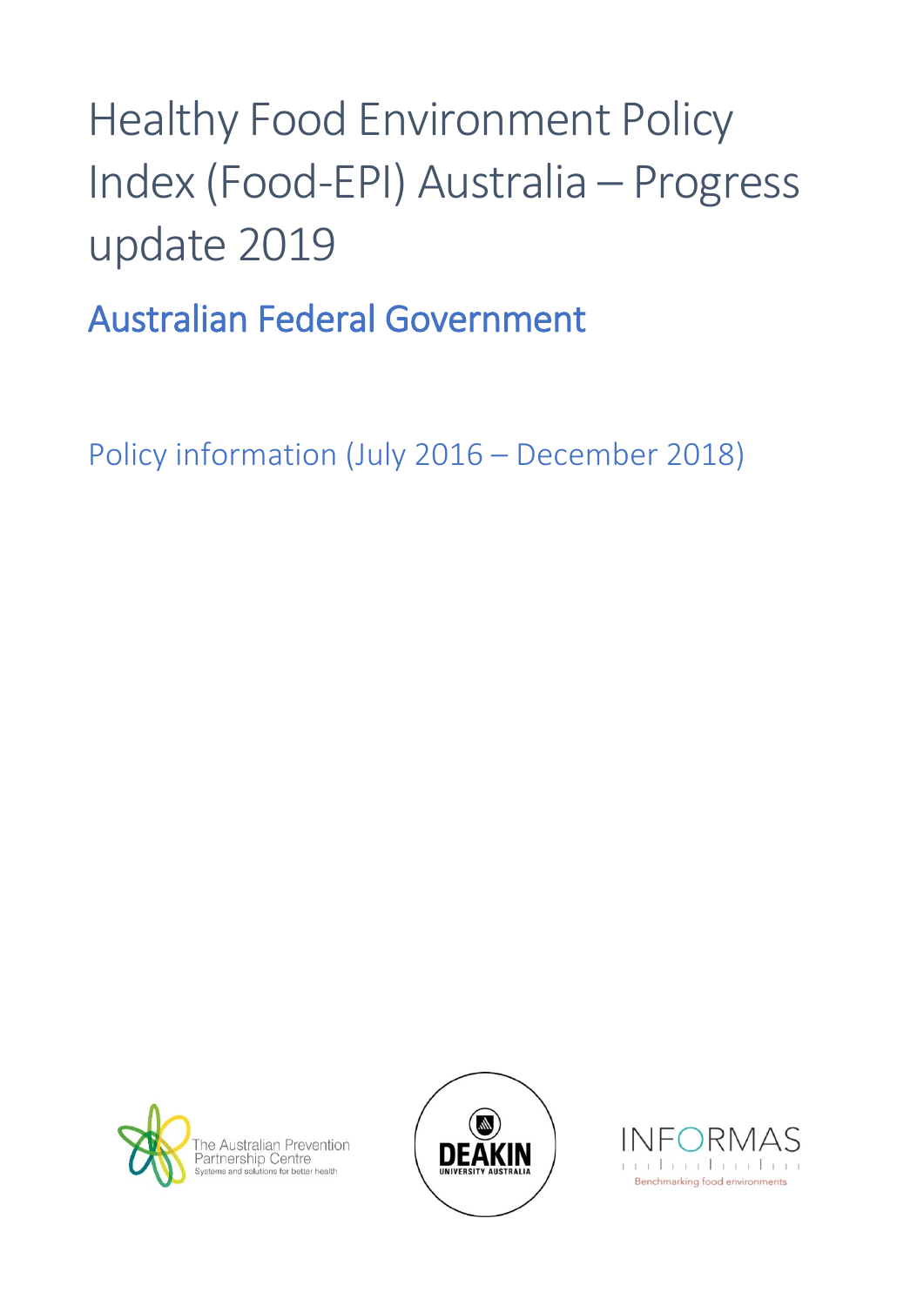# Healthy Food Environment Policy Index (Food-EPI) Australia – Progress update 2019

## Australian Federal Government

Policy information (July 2016 – December 2018)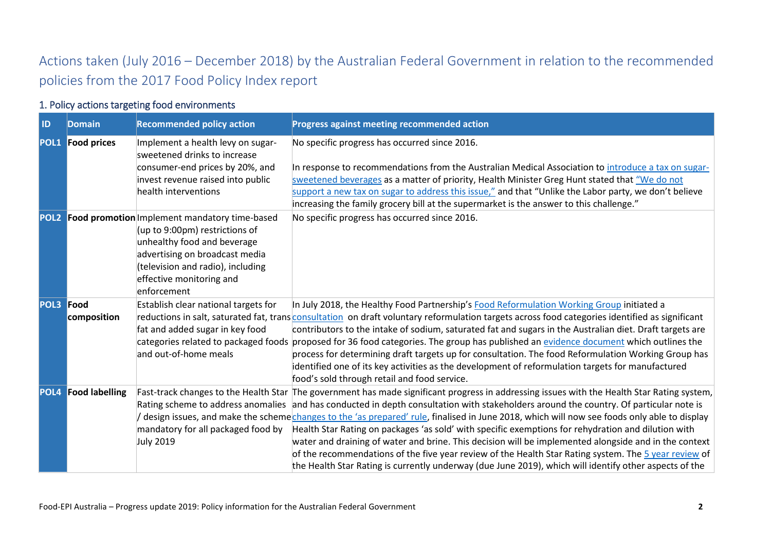# Actions taken (July 2016 – December 2018) by the Australian Federal Government in relation to the recommended policies from the 2017 Food Policy Index report

## 1. Policy actions targeting food environments

| ID | Domain | Recommended policy action | Progress against meeting recommended action |
|---|---|---|---|
| **POL1** | **Food prices** | Implement a health levy on sugar-sweetened drinks to increase consumer-end prices by 20%, and invest revenue raised into public health interventions | No specific progress has occurred since 2016.<br><br>In response to recommendations from the Australian Medical Association to introduce a tax on sugar-sweetened beverages as a matter of priority, Health Minister Greg Hunt stated that "We do not support a new tax on sugar to address this issue," and that "Unlike the Labor party, we don't believe increasing the family grocery bill at the supermarket is the answer to this challenge." |
| **POL2** | **Food promotion** | Implement mandatory time-based (up to 9:00pm) restrictions of unhealthy food and beverage advertising on broadcast media (television and radio), including effective monitoring and enforcement | No specific progress has occurred since 2016. |
| **POL3** | **Food composition** | Establish clear national targets for reductions in salt, saturated fat, trans fat and added sugar in key food categories related to packaged foods and out-of-home meals | In July 2018, the Healthy Food Partnership's Food Reformulation Working Group initiated a consultation on draft voluntary reformulation targets across food categories identified as significant contributors to the intake of sodium, saturated fat and sugars in the Australian diet. Draft targets are proposed for 36 food categories. The group has published an evidence document which outlines the process for determining draft targets up for consultation. The food Reformulation Working Group has identified one of its key activities as the development of reformulation targets for manufactured food's sold through retail and food service. |
| **POL4** | **Food labelling** | Fast-track changes to the Health Star Rating scheme to address anomalies / design issues, and make the scheme mandatory for all packaged food by July 2019 | The government has made significant progress in addressing issues with the Health Star Rating system, and has conducted in depth consultation with stakeholders around the country. Of particular note is changes to the 'as prepared' rule, finalised in June 2018, which will now see foods only able to display Health Star Rating on packages 'as sold' with specific exemptions for rehydration and dilution with water and draining of water and brine. This decision will be implemented alongside and in the context of the recommendations of the five year review of the Health Star Rating system. The 5 year review of the Health Star Rating is currently underway (due June 2019), which will identify other aspects of the |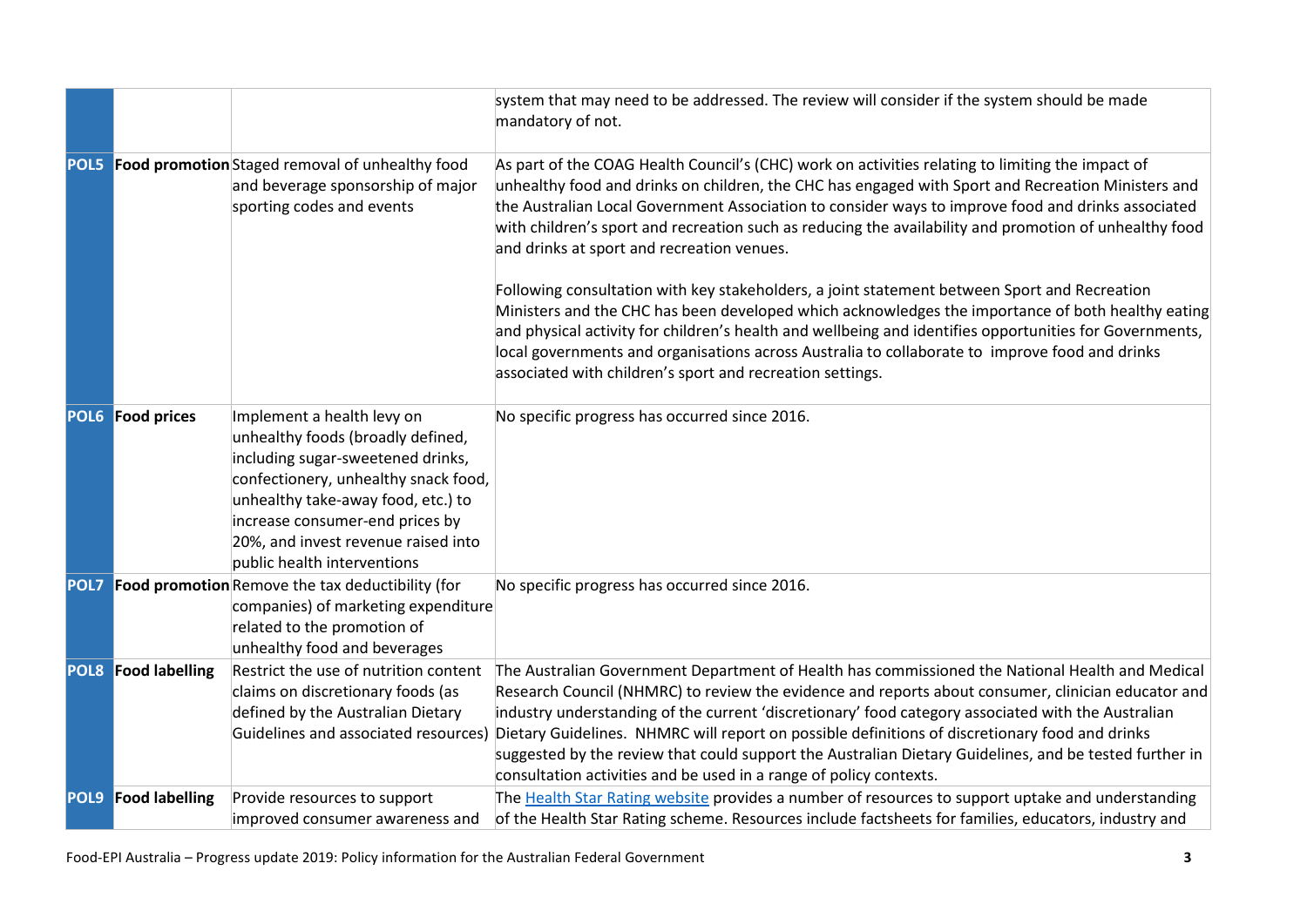| | | | |
|---|---|---|---|
| | | | system that may need to be addressed. The review will consider if the system should be made mandatory of not. |
| **POL5** | **Food promotion** | Staged removal of unhealthy food and beverage sponsorship of major sporting codes and events | As part of the COAG Health Council's (CHC) work on activities relating to limiting the impact of unhealthy food and drinks on children, the CHC has engaged with Sport and Recreation Ministers and the Australian Local Government Association to consider ways to improve food and drinks associated with children's sport and recreation such as reducing the availability and promotion of unhealthy food and drinks at sport and recreation venues.<br><br>Following consultation with key stakeholders, a joint statement between Sport and Recreation Ministers and the CHC has been developed which acknowledges the importance of both healthy eating and physical activity for children's health and wellbeing and identifies opportunities for Governments, local governments and organisations across Australia to collaborate to improve food and drinks associated with children's sport and recreation settings. |
| **POL6** | **Food prices** | Implement a health levy on unhealthy foods (broadly defined, including sugar-sweetened drinks, confectionery, unhealthy snack food, unhealthy take-away food, etc.) to increase consumer-end prices by 20%, and invest revenue raised into public health interventions | No specific progress has occurred since 2016. |
| **POL7** | **Food promotion** | Remove the tax deductibility (for companies) of marketing expenditure related to the promotion of unhealthy food and beverages | No specific progress has occurred since 2016. |
| **POL8** | **Food labelling** | Restrict the use of nutrition content claims on discretionary foods (as defined by the Australian Dietary Guidelines and associated resources) | The Australian Government Department of Health has commissioned the National Health and Medical Research Council (NHMRC) to review the evidence and reports about consumer, clinician educator and industry understanding of the current 'discretionary' food category associated with the Australian Dietary Guidelines. NHMRC will report on possible definitions of discretionary food and drinks suggested by the review that could support the Australian Dietary Guidelines, and be tested further in consultation activities and be used in a range of policy contexts. |
| **POL9** | **Food labelling** | Provide resources to support improved consumer awareness and | The Health Star Rating website provides a number of resources to support uptake and understanding of the Health Star Rating scheme. Resources include factsheets for families, educators, industry and |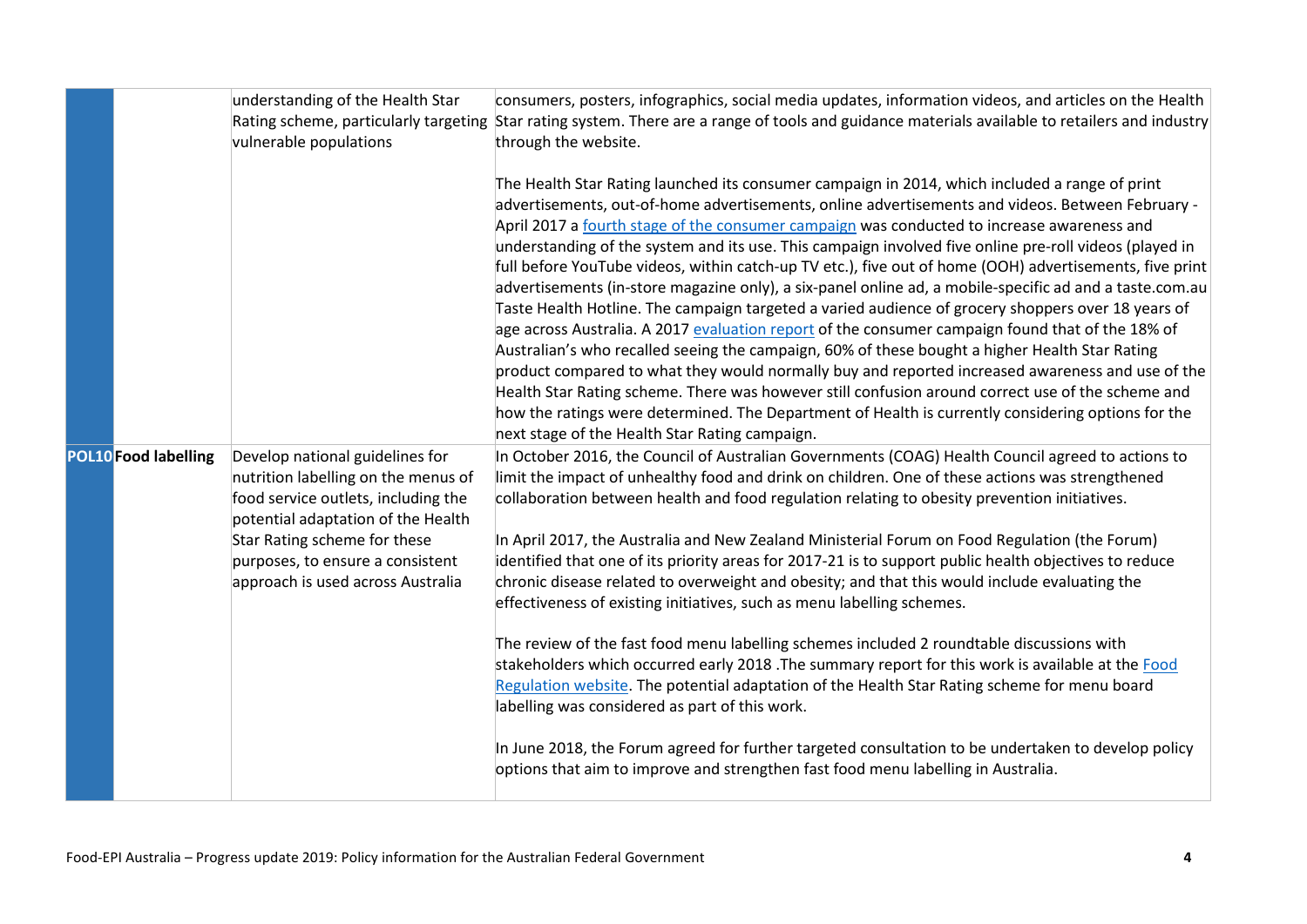| | | | |
|---|---|---|---|
| | | understanding of the Health Star Rating scheme, particularly targeting vulnerable populations | consumers, posters, infographics, social media updates, information videos, and articles on the Health Star rating system. There are a range of tools and guidance materials available to retailers and industry through the website.<br><br>The Health Star Rating launched its consumer campaign in 2014, which included a range of print advertisements, out-of-home advertisements, online advertisements and videos. Between February - April 2017 a fourth stage of the consumer campaign was conducted to increase awareness and understanding of the system and its use. This campaign involved five online pre-roll videos (played in full before YouTube videos, within catch-up TV etc.), five out of home (OOH) advertisements, five print advertisements (in-store magazine only), a six-panel online ad, a mobile-specific ad and a taste.com.au Taste Health Hotline. The campaign targeted a varied audience of grocery shoppers over 18 years of age across Australia. A 2017 evaluation report of the consumer campaign found that of the 18% of Australian's who recalled seeing the campaign, 60% of these bought a higher Health Star Rating product compared to what they would normally buy and reported increased awareness and use of the Health Star Rating scheme. There was however still confusion around correct use of the scheme and how the ratings were determined. The Department of Health is currently considering options for the next stage of the Health Star Rating campaign. |
| **POL10** | **Food labelling** | Develop national guidelines for nutrition labelling on the menus of food service outlets, including the potential adaptation of the Health Star Rating scheme for these purposes, to ensure a consistent approach is used across Australia | In October 2016, the Council of Australian Governments (COAG) Health Council agreed to actions to limit the impact of unhealthy food and drink on children. One of these actions was strengthened collaboration between health and food regulation relating to obesity prevention initiatives.<br><br>In April 2017, the Australia and New Zealand Ministerial Forum on Food Regulation (the Forum) identified that one of its priority areas for 2017-21 is to support public health objectives to reduce chronic disease related to overweight and obesity; and that this would include evaluating the effectiveness of existing initiatives, such as menu labelling schemes.<br><br>The review of the fast food menu labelling schemes included 2 roundtable discussions with stakeholders which occurred early 2018 .The summary report for this work is available at the Food Regulation website. The potential adaptation of the Health Star Rating scheme for menu board labelling was considered as part of this work.<br><br>In June 2018, the Forum agreed for further targeted consultation to be undertaken to develop policy options that aim to improve and strengthen fast food menu labelling in Australia. |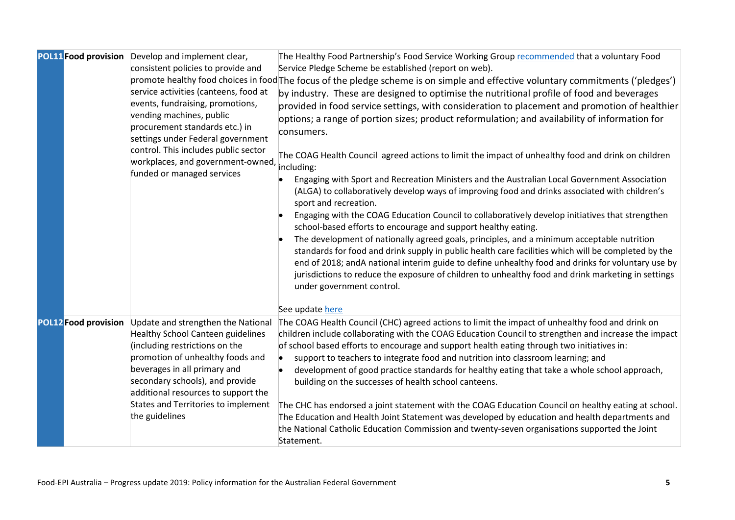| | | | |
|---|---|---|---|
| **POL11** | **Food provision** | Develop and implement clear, consistent policies to provide and promote healthy food choices in food service activities (canteens, food at events, fundraising, promotions, vending machines, public procurement standards etc.) in settings under Federal government control. This includes public sector workplaces, and government-owned, funded or managed services | The Healthy Food Partnership's Food Service Working Group recommended that a voluntary Food Service Pledge Scheme be established (report on web).<br>The focus of the pledge scheme is on simple and effective voluntary commitments ('pledges') by industry. These are designed to optimise the nutritional profile of food and beverages provided in food service settings, with consideration to placement and promotion of healthier options; a range of portion sizes; product reformulation; and availability of information for consumers.<br><br>The COAG Health Council agreed actions to limit the impact of unhealthy food and drink on children including:<br>• Engaging with Sport and Recreation Ministers and the Australian Local Government Association (ALGA) to collaboratively develop ways of improving food and drinks associated with children's sport and recreation.<br>• Engaging with the COAG Education Council to collaboratively develop initiatives that strengthen school-based efforts to encourage and support healthy eating.<br>• The development of nationally agreed goals, principles, and a minimum acceptable nutrition standards for food and drink supply in public health care facilities which will be completed by the end of 2018; andA national interim guide to define unhealthy food and drinks for voluntary use by jurisdictions to reduce the exposure of children to unhealthy food and drink marketing in settings under government control.<br><br>See update here |
| **POL12** | **Food provision** | Update and strengthen the National Healthy School Canteen guidelines (including restrictions on the promotion of unhealthy foods and beverages in all primary and secondary schools), and provide additional resources to support the States and Territories to implement the guidelines | The COAG Health Council (CHC) agreed actions to limit the impact of unhealthy food and drink on children include collaborating with the COAG Education Council to strengthen and increase the impact of school based efforts to encourage and support health eating through two initiatives in:<br>• support to teachers to integrate food and nutrition into classroom learning; and<br>• development of good practice standards for healthy eating that take a whole school approach, building on the successes of health school canteens.<br><br>The CHC has endorsed a joint statement with the COAG Education Council on healthy eating at school. The Education and Health Joint Statement was developed by education and health departments and the National Catholic Education Commission and twenty-seven organisations supported the Joint Statement. |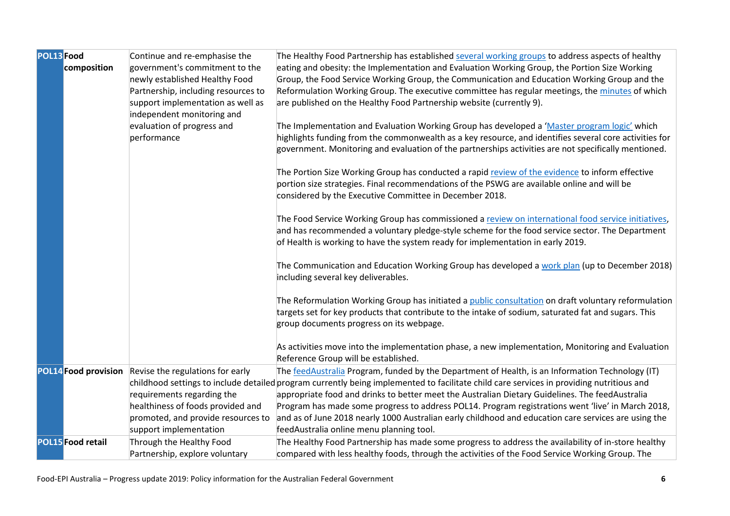| | | | |
|---|---|---|---|
| **POL13** | **Food composition** | Continue and re-emphasise the government's commitment to the newly established Healthy Food Partnership, including resources to support implementation as well as independent monitoring and evaluation of progress and performance | The Healthy Food Partnership has established several working groups to address aspects of healthy eating and obesity: the Implementation and Evaluation Working Group, the Portion Size Working Group, the Food Service Working Group, the Communication and Education Working Group and the Reformulation Working Group. The executive committee has regular meetings, the minutes of which are published on the Healthy Food Partnership website (currently 9).<br><br>The Implementation and Evaluation Working Group has developed a 'Master program logic' which highlights funding from the commonwealth as a key resource, and identifies several core activities for government. Monitoring and evaluation of the partnerships activities are not specifically mentioned.<br><br>The Portion Size Working Group has conducted a rapid review of the evidence to inform effective portion size strategies. Final recommendations of the PSWG are available online and will be considered by the Executive Committee in December 2018.<br><br>The Food Service Working Group has commissioned a review on international food service initiatives, and has recommended a voluntary pledge-style scheme for the food service sector. The Department of Health is working to have the system ready for implementation in early 2019.<br><br>The Communication and Education Working Group has developed a work plan (up to December 2018) including several key deliverables.<br><br>The Reformulation Working Group has initiated a public consultation on draft voluntary reformulation targets set for key products that contribute to the intake of sodium, saturated fat and sugars. This group documents progress on its webpage.<br><br>As activities move into the implementation phase, a new implementation, Monitoring and Evaluation Reference Group will be established. |
| **POL14** | **Food provision** | Revise the regulations for early childhood settings to include detailed requirements regarding the healthiness of foods provided and promoted, and provide resources to support implementation | The feedAustralia Program, funded by the Department of Health, is an Information Technology (IT) program currently being implemented to facilitate child care services in providing nutritious and appropriate food and drinks to better meet the Australian Dietary Guidelines. The feedAustralia Program has made some progress to address POL14. Program registrations went 'live' in March 2018, and as of June 2018 nearly 1000 Australian early childhood and education care services are using the feedAustralia online menu planning tool. |
| **POL15** | **Food retail** | Through the Healthy Food Partnership, explore voluntary | The Healthy Food Partnership has made some progress to address the availability of in-store healthy compared with less healthy foods, through the activities of the Food Service Working Group. The |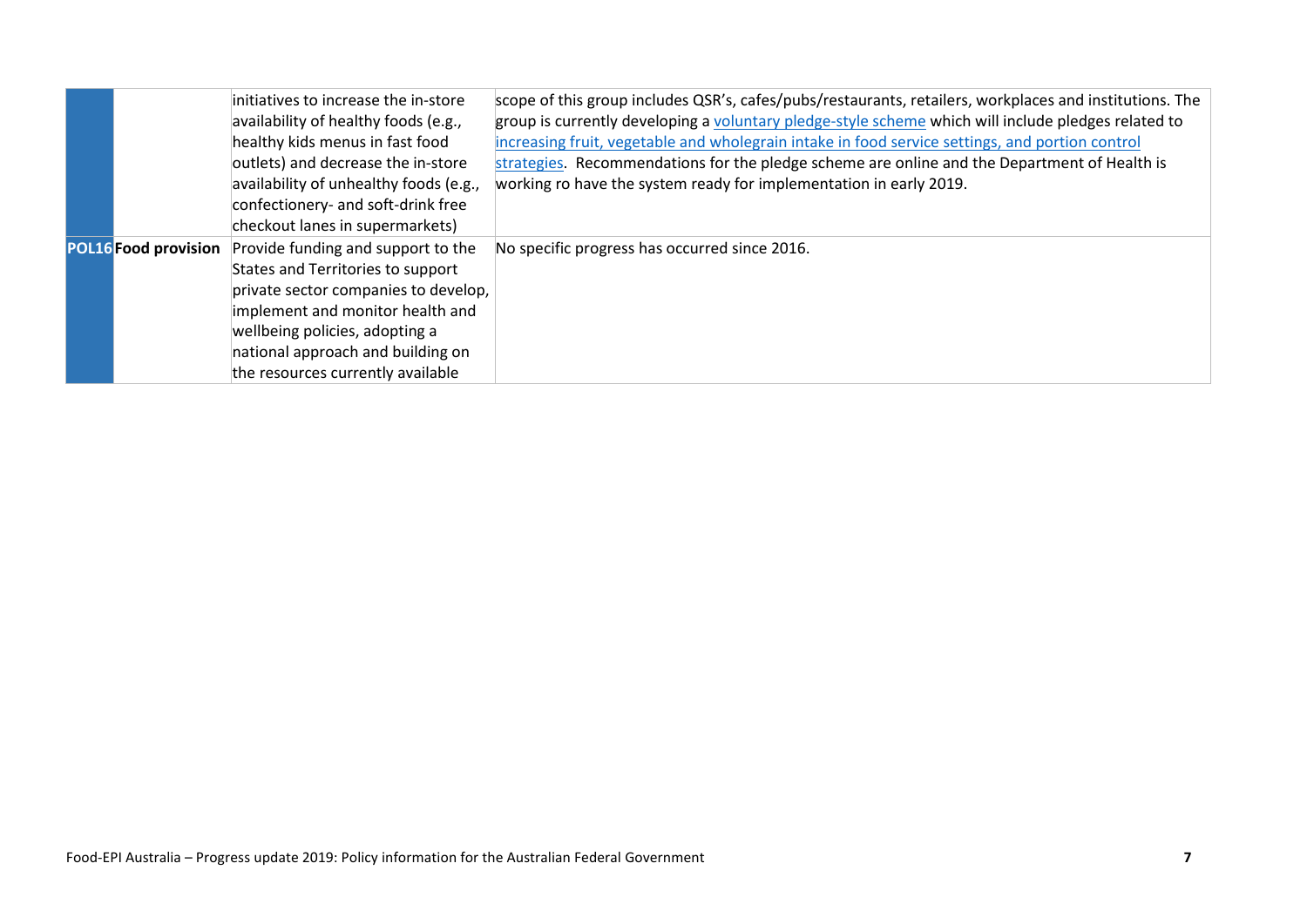| | | | |
|---|---|---|---|
| | | initiatives to increase the in-store availability of healthy foods (e.g., healthy kids menus in fast food outlets) and decrease the in-store availability of unhealthy foods (e.g., confectionery- and soft-drink free checkout lanes in supermarkets) | scope of this group includes QSR's, cafes/pubs/restaurants, retailers, workplaces and institutions. The group is currently developing a voluntary pledge-style scheme which will include pledges related to increasing fruit, vegetable and wholegrain intake in food service settings, and portion control strategies. Recommendations for the pledge scheme are online and the Department of Health is working ro have the system ready for implementation in early 2019. |
| **POL16** | **Food provision** | Provide funding and support to the States and Territories to support private sector companies to develop, implement and monitor health and wellbeing policies, adopting a national approach and building on the resources currently available | No specific progress has occurred since 2016. |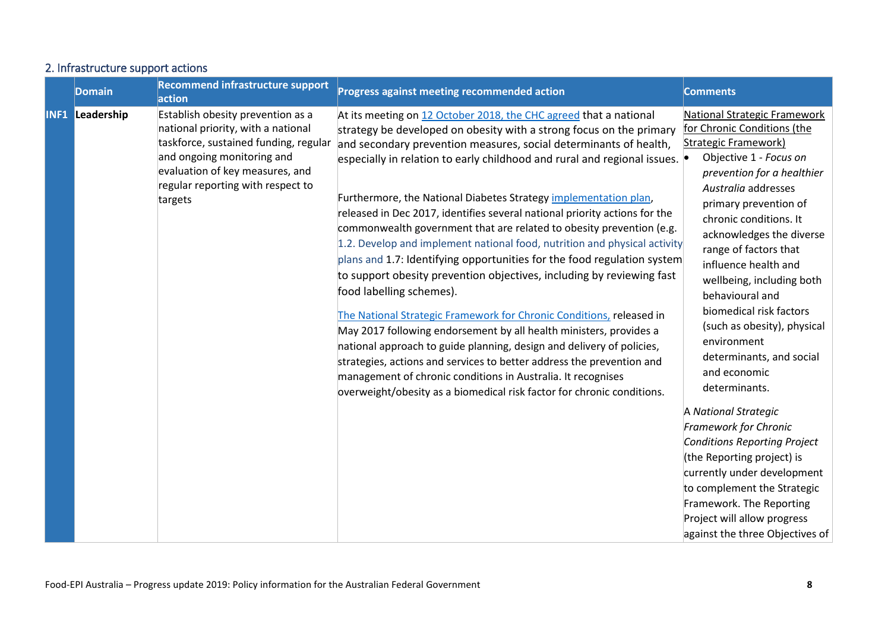## 2. Infrastructure support actions

| | Domain | Recommend infrastructure support action | Progress against meeting recommended action | Comments |
|---|---|---|---|---|
| **INF1** | **Leadership** | Establish obesity prevention as a national priority, with a national taskforce, sustained funding, regular and ongoing monitoring and evaluation of key measures, and regular reporting with respect to targets | At its meeting on 12 October 2018, the CHC agreed that a national strategy be developed on obesity with a strong focus on the primary and secondary prevention measures, social determinants of health, especially in relation to early childhood and rural and regional issues.<br><br>Furthermore, the National Diabetes Strategy implementation plan, released in Dec 2017, identifies several national priority actions for the commonwealth government that are related to obesity prevention (e.g. 1.2. Develop and implement national food, nutrition and physical activity plans and 1.7: Identifying opportunities for the food regulation system to support obesity prevention objectives, including by reviewing fast food labelling schemes).<br><br>The National Strategic Framework for Chronic Conditions, released in May 2017 following endorsement by all health ministers, provides a national approach to guide planning, design and delivery of policies, strategies, actions and services to better address the prevention and management of chronic conditions in Australia. It recognises overweight/obesity as a biomedical risk factor for chronic conditions. | National Strategic Framework for Chronic Conditions (the Strategic Framework)<br>• Objective 1 - *Focus on prevention for a healthier Australia* addresses primary prevention of chronic conditions. It acknowledges the diverse range of factors that influence health and wellbeing, including both behavioural and biomedical risk factors (such as obesity), physical environment determinants, and social and economic determinants.<br><br>A *National Strategic Framework for Chronic Conditions Reporting Project* (the Reporting project) is currently under development to complement the Strategic Framework. The Reporting Project will allow progress against the three Objectives of |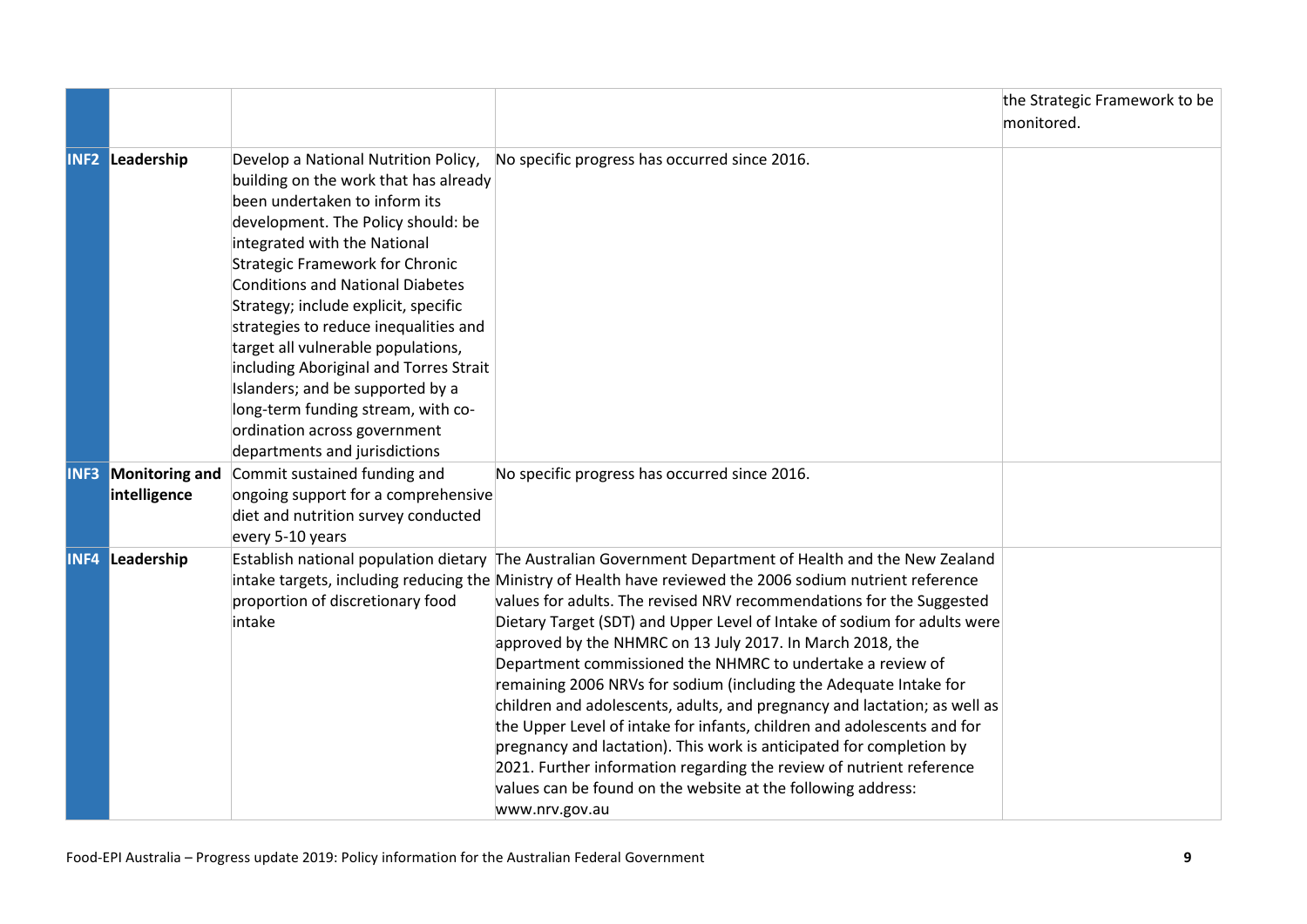|  |  |  |  |  |
|---|---|---|---|---|
|  |  |  |  | the Strategic Framework to be monitored. |
| **INF2** | **Leadership** | Develop a National Nutrition Policy, building on the work that has already been undertaken to inform its development. The Policy should: be integrated with the National Strategic Framework for Chronic Conditions and National Diabetes Strategy; include explicit, specific strategies to reduce inequalities and target all vulnerable populations, including Aboriginal and Torres Strait Islanders; and be supported by a long-term funding stream, with co-ordination across government departments and jurisdictions | No specific progress has occurred since 2016. |  |
| **INF3** | **Monitoring and intelligence** | Commit sustained funding and ongoing support for a comprehensive diet and nutrition survey conducted every 5-10 years | No specific progress has occurred since 2016. |  |
| **INF4** | **Leadership** | Establish national population dietary intake targets, including reducing the proportion of discretionary food intake | The Australian Government Department of Health and the New Zealand Ministry of Health have reviewed the 2006 sodium nutrient reference values for adults. The revised NRV recommendations for the Suggested Dietary Target (SDT) and Upper Level of Intake of sodium for adults were approved by the NHMRC on 13 July 2017. In March 2018, the Department commissioned the NHMRC to undertake a review of remaining 2006 NRVs for sodium (including the Adequate Intake for children and adolescents, adults, and pregnancy and lactation; as well as the Upper Level of intake for infants, children and adolescents and for pregnancy and lactation). This work is anticipated for completion by 2021. Further information regarding the review of nutrient reference values can be found on the website at the following address: www.nrv.gov.au |  |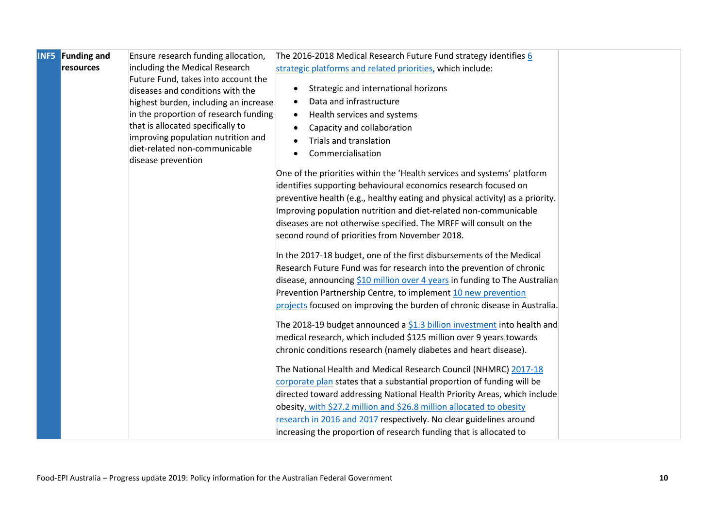| | | | | |
|---|---|---|---|---|
| INF5 | **Funding and resources** | Ensure research funding allocation, including the Medical Research Future Fund, takes into account the diseases and conditions with the highest burden, including an increase in the proportion of research funding that is allocated specifically to improving population nutrition and diet-related non-communicable disease prevention | The 2016-2018 Medical Research Future Fund strategy identifies 6 strategic platforms and related priorities, which include:<br><br>• Strategic and international horizons<br>• Data and infrastructure<br>• Health services and systems<br>• Capacity and collaboration<br>• Trials and translation<br>• Commercialisation<br><br>One of the priorities within the 'Health services and systems' platform identifies supporting behavioural economics research focused on preventive health (e.g., healthy eating and physical activity) as a priority. Improving population nutrition and diet-related non-communicable diseases are not otherwise specified. The MRFF will consult on the second round of priorities from November 2018.<br><br>In the 2017-18 budget, one of the first disbursements of the Medical Research Future Fund was for research into the prevention of chronic disease, announcing $10 million over 4 years in funding to The Australian Prevention Partnership Centre, to implement 10 new prevention projects focused on improving the burden of chronic disease in Australia.<br><br>The 2018-19 budget announced a $1.3 billion investment into health and medical research, which included $125 million over 9 years towards chronic conditions research (namely diabetes and heart disease).<br><br>The National Health and Medical Research Council (NHMRC) 2017-18 corporate plan states that a substantial proportion of funding will be directed toward addressing National Health Priority Areas, which include obesity, with $27.2 million and $26.8 million allocated to obesity research in 2016 and 2017 respectively. No clear guidelines around increasing the proportion of research funding that is allocated to | |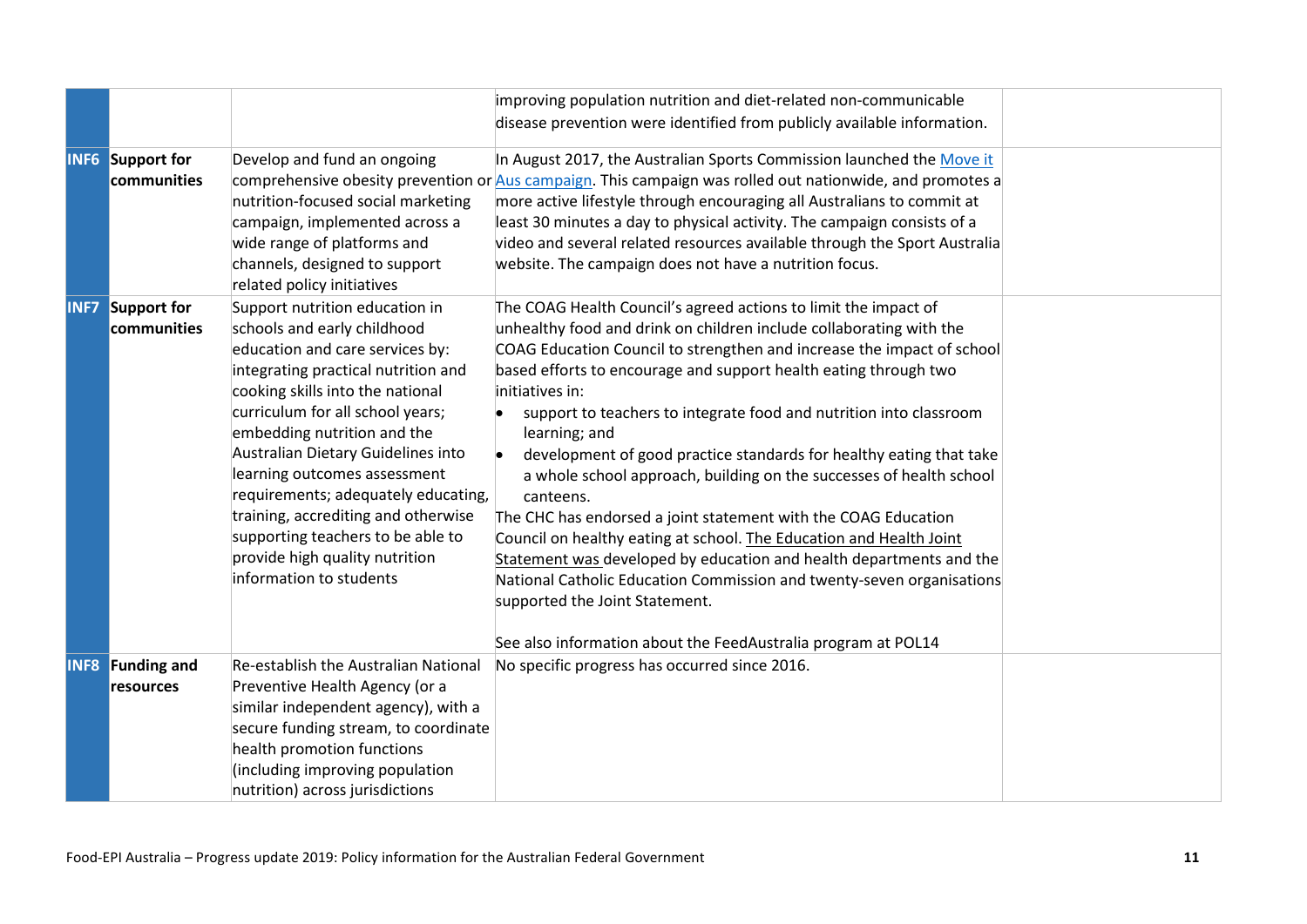| | | | | |
|---|---|---|---|---|
| | | | improving population nutrition and diet-related non-communicable disease prevention were identified from publicly available information. | |
| **INF6** | **Support for communities** | Develop and fund an ongoing comprehensive obesity prevention or nutrition-focused social marketing campaign, implemented across a wide range of platforms and channels, designed to support related policy initiatives | In August 2017, the Australian Sports Commission launched the Move it Aus campaign. This campaign was rolled out nationwide, and promotes a more active lifestyle through encouraging all Australians to commit at least 30 minutes a day to physical activity. The campaign consists of a video and several related resources available through the Sport Australia website. The campaign does not have a nutrition focus. | |
| **INF7** | **Support for communities** | Support nutrition education in schools and early childhood education and care services by: integrating practical nutrition and cooking skills into the national curriculum for all school years; embedding nutrition and the Australian Dietary Guidelines into learning outcomes assessment requirements; adequately educating, training, accrediting and otherwise supporting teachers to be able to provide high quality nutrition information to students | The COAG Health Council's agreed actions to limit the impact of unhealthy food and drink on children include collaborating with the COAG Education Council to strengthen and increase the impact of school based efforts to encourage and support health eating through two initiatives in:<br>• support to teachers to integrate food and nutrition into classroom learning; and<br>• development of good practice standards for healthy eating that take a whole school approach, building on the successes of health school canteens.<br>The CHC has endorsed a joint statement with the COAG Education Council on healthy eating at school. The Education and Health Joint Statement was developed by education and health departments and the National Catholic Education Commission and twenty-seven organisations supported the Joint Statement.<br><br>See also information about the FeedAustralia program at POL14 | |
| **INF8** | **Funding and resources** | Re-establish the Australian National Preventive Health Agency (or a similar independent agency), with a secure funding stream, to coordinate health promotion functions (including improving population nutrition) across jurisdictions | No specific progress has occurred since 2016. | |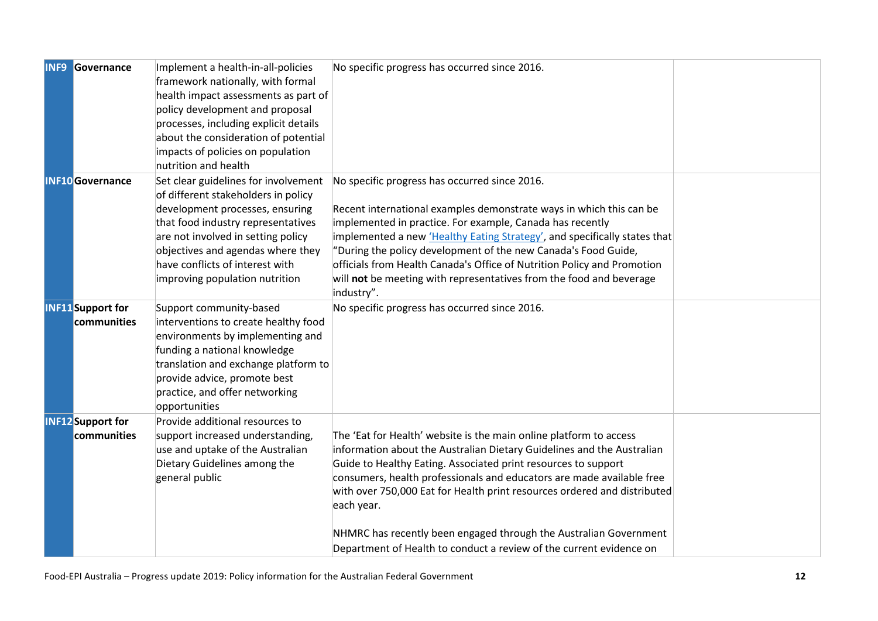| INF9 | Governance | Implement a health-in-all-policies framework nationally, with formal health impact assessments as part of policy development and proposal processes, including explicit details about the consideration of potential impacts of policies on population nutrition and health | No specific progress has occurred since 2016. | |
|---|---|---|---|---|
| INF10 | Governance | Set clear guidelines for involvement of different stakeholders in policy development processes, ensuring that food industry representatives are not involved in setting policy objectives and agendas where they have conflicts of interest with improving population nutrition | No specific progress has occurred since 2016.<br><br>Recent international examples demonstrate ways in which this can be implemented in practice. For example, Canada has recently implemented a new 'Healthy Eating Strategy', and specifically states that "During the policy development of the new Canada's Food Guide, officials from Health Canada's Office of Nutrition Policy and Promotion will **not** be meeting with representatives from the food and beverage industry". | |
| INF11 | Support for communities | Support community-based interventions to create healthy food environments by implementing and funding a national knowledge translation and exchange platform to provide advice, promote best practice, and offer networking opportunities | No specific progress has occurred since 2016. | |
| INF12 | Support for communities | Provide additional resources to support increased understanding, use and uptake of the Australian Dietary Guidelines among the general public | The 'Eat for Health' website is the main online platform to access information about the Australian Dietary Guidelines and the Australian Guide to Healthy Eating. Associated print resources to support consumers, health professionals and educators are made available free with over 750,000 Eat for Health print resources ordered and distributed each year.<br><br>NHMRC has recently been engaged through the Australian Government Department of Health to conduct a review of the current evidence on | |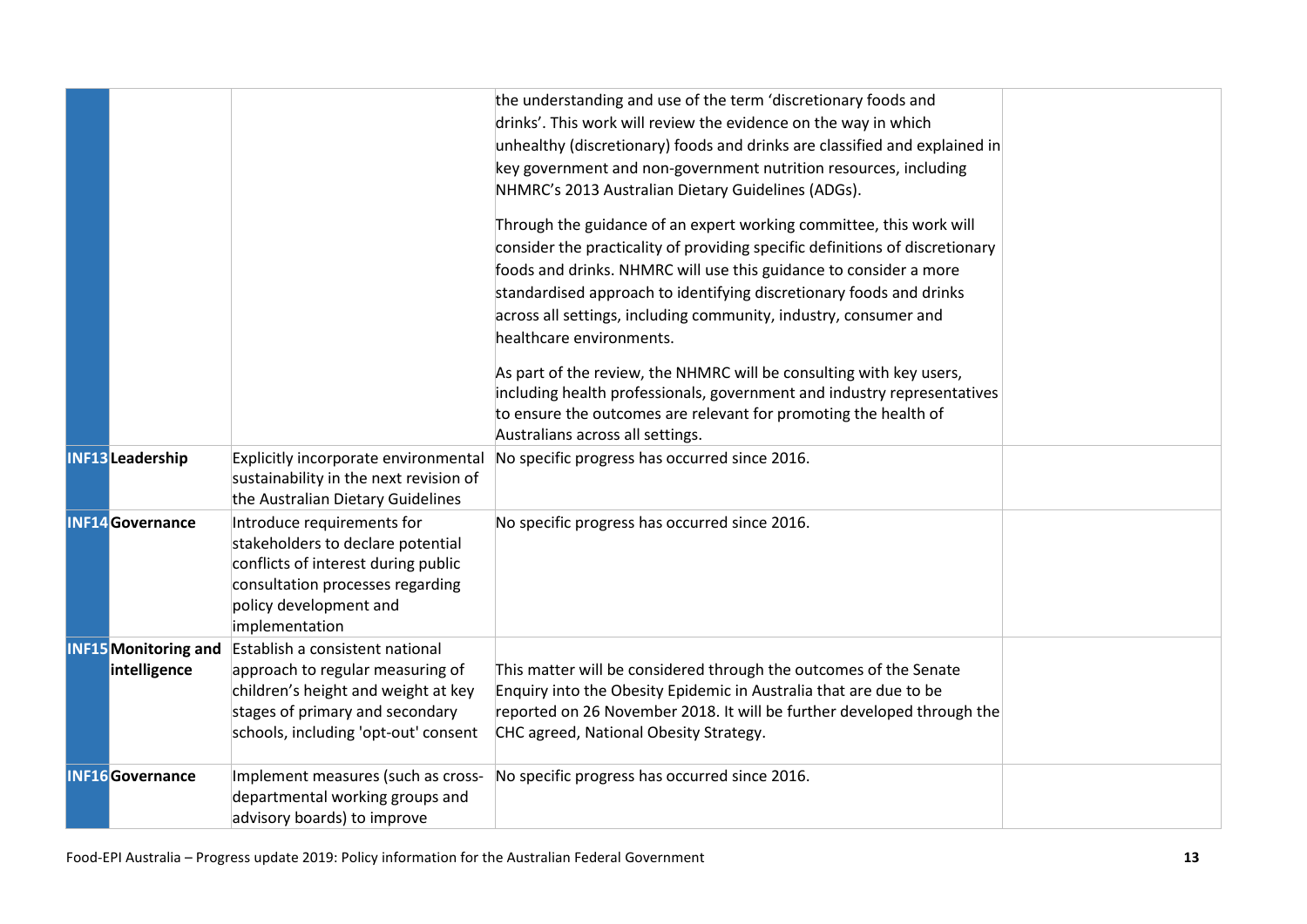| | | | | |
|---|---|---|---|---|
| | | | the understanding and use of the term 'discretionary foods and drinks'. This work will review the evidence on the way in which unhealthy (discretionary) foods and drinks are classified and explained in key government and non-government nutrition resources, including NHMRC's 2013 Australian Dietary Guidelines (ADGs).<br><br>Through the guidance of an expert working committee, this work will consider the practicality of providing specific definitions of discretionary foods and drinks. NHMRC will use this guidance to consider a more standardised approach to identifying discretionary foods and drinks across all settings, including community, industry, consumer and healthcare environments.<br><br>As part of the review, the NHMRC will be consulting with key users, including health professionals, government and industry representatives to ensure the outcomes are relevant for promoting the health of Australians across all settings. | |
| **INF13** | **Leadership** | Explicitly incorporate environmental sustainability in the next revision of the Australian Dietary Guidelines | No specific progress has occurred since 2016. | |
| **INF14** | **Governance** | Introduce requirements for stakeholders to declare potential conflicts of interest during public consultation processes regarding policy development and implementation | No specific progress has occurred since 2016. | |
| **INF15** | **Monitoring and intelligence** | Establish a consistent national approach to regular measuring of children's height and weight at key stages of primary and secondary schools, including 'opt-out' consent | This matter will be considered through the outcomes of the Senate Enquiry into the Obesity Epidemic in Australia that are due to be reported on 26 November 2018. It will be further developed through the CHC agreed, National Obesity Strategy. | |
| **INF16** | **Governance** | Implement measures (such as cross-departmental working groups and advisory boards) to improve | No specific progress has occurred since 2016. | |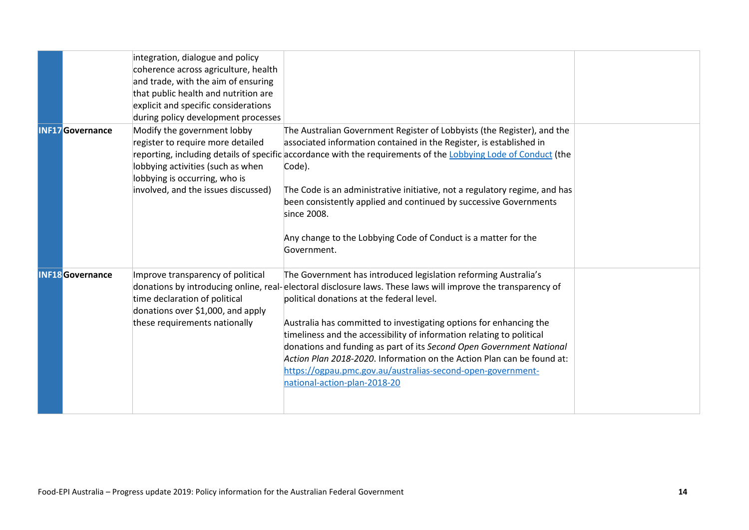| | | | | |
|---|---|---|---|---|
| | | integration, dialogue and policy coherence across agriculture, health and trade, with the aim of ensuring that public health and nutrition are explicit and specific considerations during policy development processes | | |
| **INF17** | **Governance** | Modify the government lobby register to require more detailed reporting, including details of specific lobbying activities (such as when lobbying is occurring, who is involved, and the issues discussed) | The Australian Government Register of Lobbyists (the Register), and the associated information contained in the Register, is established in accordance with the requirements of the [Lobbying Lode of Conduct](#) (the Code).<br><br>The Code is an administrative initiative, not a regulatory regime, and has been consistently applied and continued by successive Governments since 2008.<br><br>Any change to the Lobbying Code of Conduct is a matter for the Government. | |
| **INF18** | **Governance** | Improve transparency of political donations by introducing online, real-time declaration of political donations over $1,000, and apply these requirements nationally | The Government has introduced legislation reforming Australia's electoral disclosure laws. These laws will improve the transparency of political donations at the federal level.<br><br>Australia has committed to investigating options for enhancing the timeliness and the accessibility of information relating to political donations and funding as part of its *Second Open Government National Action Plan 2018-2020*. Information on the Action Plan can be found at: https://ogpau.pmc.gov.au/australias-second-open-government-national-action-plan-2018-20 | |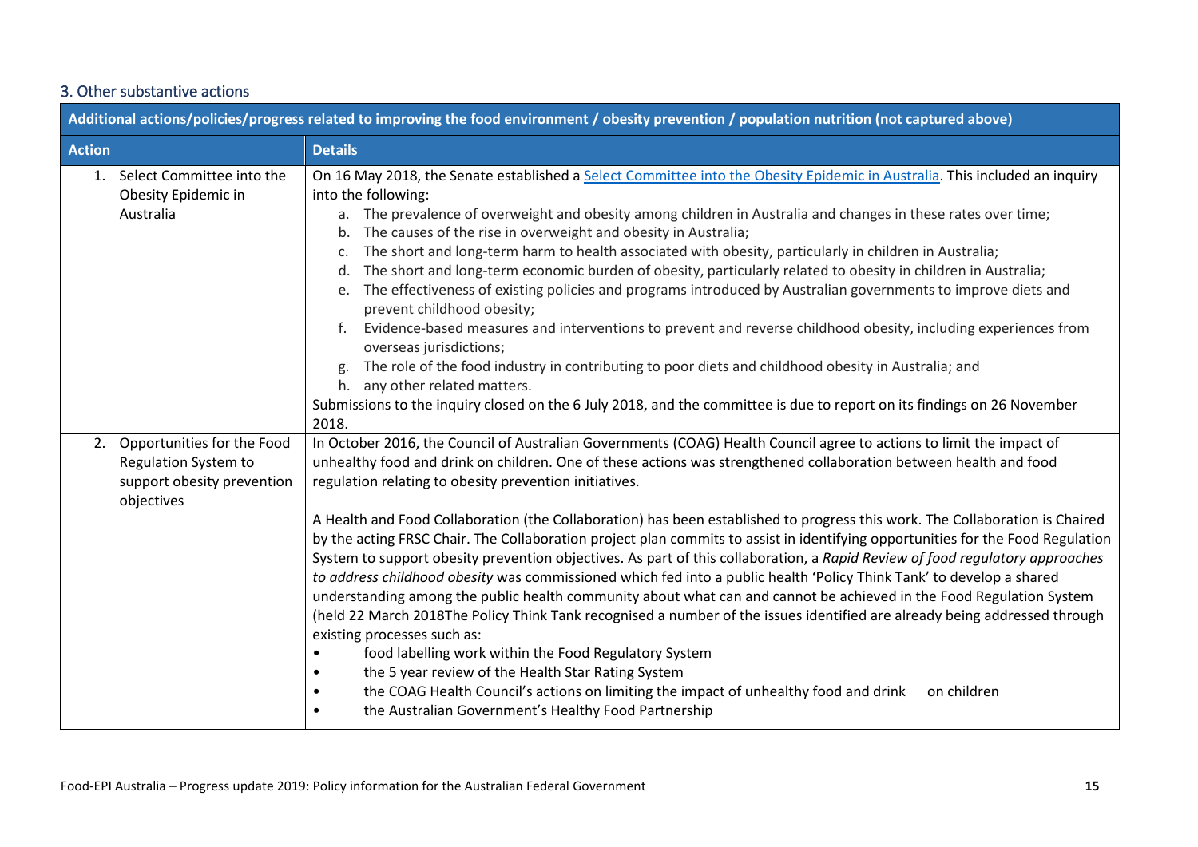## 3. Other substantive actions

| Additional actions/policies/progress related to improving the food environment / obesity prevention / population nutrition (not captured above) | |
|---|---|
| **Action** | **Details** |
| 1. Select Committee into the Obesity Epidemic in Australia | On 16 May 2018, the Senate established a [Select Committee into the Obesity Epidemic in Australia](). This included an inquiry into the following:<br>a. The prevalence of overweight and obesity among children in Australia and changes in these rates over time;<br>b. The causes of the rise in overweight and obesity in Australia;<br>c. The short and long-term harm to health associated with obesity, particularly in children in Australia;<br>d. The short and long-term economic burden of obesity, particularly related to obesity in children in Australia;<br>e. The effectiveness of existing policies and programs introduced by Australian governments to improve diets and prevent childhood obesity;<br>f. Evidence-based measures and interventions to prevent and reverse childhood obesity, including experiences from overseas jurisdictions;<br>g. The role of the food industry in contributing to poor diets and childhood obesity in Australia; and<br>h. any other related matters.<br>Submissions to the inquiry closed on the 6 July 2018, and the committee is due to report on its findings on 26 November 2018. |
| 2. Opportunities for the Food Regulation System to support obesity prevention objectives | In October 2016, the Council of Australian Governments (COAG) Health Council agree to actions to limit the impact of unhealthy food and drink on children. One of these actions was strengthened collaboration between health and food regulation relating to obesity prevention initiatives.<br><br>A Health and Food Collaboration (the Collaboration) has been established to progress this work. The Collaboration is Chaired by the acting FRSC Chair. The Collaboration project plan commits to assist in identifying opportunities for the Food Regulation System to support obesity prevention objectives. As part of this collaboration, a *Rapid Review of food regulatory approaches to address childhood obesity* was commissioned which fed into a public health 'Policy Think Tank' to develop a shared understanding among the public health community about what can and cannot be achieved in the Food Regulation System (held 22 March 2018The Policy Think Tank recognised a number of the issues identified are already being addressed through existing processes such as:<br>• food labelling work within the Food Regulatory System<br>• the 5 year review of the Health Star Rating System<br>• the COAG Health Council's actions on limiting the impact of unhealthy food and drink on children<br>• the Australian Government's Healthy Food Partnership |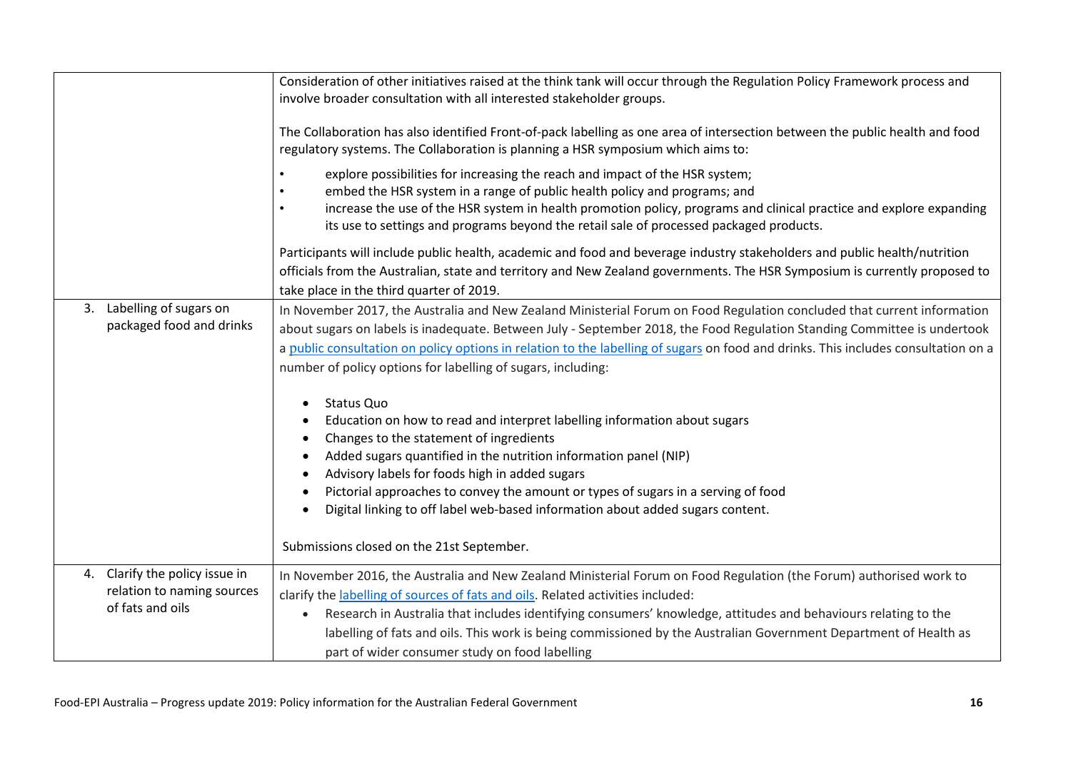| | |
|---|---|
| | Consideration of other initiatives raised at the think tank will occur through the Regulation Policy Framework process and involve broader consultation with all interested stakeholder groups.<br><br>The Collaboration has also identified Front-of-pack labelling as one area of intersection between the public health and food regulatory systems. The Collaboration is planning a HSR symposium which aims to:<br>• explore possibilities for increasing the reach and impact of the HSR system;<br>• embed the HSR system in a range of public health policy and programs; and<br>• increase the use of the HSR system in health promotion policy, programs and clinical practice and explore expanding its use to settings and programs beyond the retail sale of processed packaged products.<br><br>Participants will include public health, academic and food and beverage industry stakeholders and public health/nutrition officials from the Australian, state and territory and New Zealand governments. The HSR Symposium is currently proposed to take place in the third quarter of 2019. |
| 3. Labelling of sugars on packaged food and drinks | In November 2017, the Australia and New Zealand Ministerial Forum on Food Regulation concluded that current information about sugars on labels is inadequate. Between July - September 2018, the Food Regulation Standing Committee is undertook a public consultation on policy options in relation to the labelling of sugars on food and drinks. This includes consultation on a number of policy options for labelling of sugars, including:<br>• Status Quo<br>• Education on how to read and interpret labelling information about sugars<br>• Changes to the statement of ingredients<br>• Added sugars quantified in the nutrition information panel (NIP)<br>• Advisory labels for foods high in added sugars<br>• Pictorial approaches to convey the amount or types of sugars in a serving of food<br>• Digital linking to off label web-based information about added sugars content.<br><br>Submissions closed on the 21st September. |
| 4. Clarify the policy issue in relation to naming sources of fats and oils | In November 2016, the Australia and New Zealand Ministerial Forum on Food Regulation (the Forum) authorised work to clarify the labelling of sources of fats and oils. Related activities included:<br>• Research in Australia that includes identifying consumers' knowledge, attitudes and behaviours relating to the labelling of fats and oils. This work is being commissioned by the Australian Government Department of Health as part of wider consumer study on food labelling |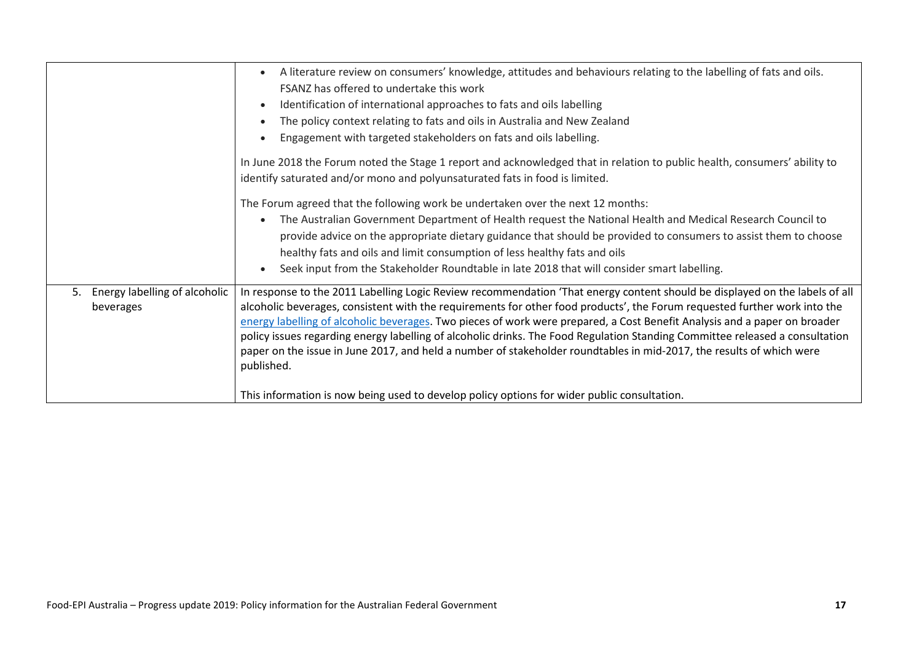| | |
|---|---|
| | • A literature review on consumers' knowledge, attitudes and behaviours relating to the labelling of fats and oils. FSANZ has offered to undertake this work<br>• Identification of international approaches to fats and oils labelling<br>• The policy context relating to fats and oils in Australia and New Zealand<br>• Engagement with targeted stakeholders on fats and oils labelling.<br><br>In June 2018 the Forum noted the Stage 1 report and acknowledged that in relation to public health, consumers' ability to identify saturated and/or mono and polyunsaturated fats in food is limited.<br><br>The Forum agreed that the following work be undertaken over the next 12 months:<br>• The Australian Government Department of Health request the National Health and Medical Research Council to provide advice on the appropriate dietary guidance that should be provided to consumers to assist them to choose healthy fats and oils and limit consumption of less healthy fats and oils<br>• Seek input from the Stakeholder Roundtable in late 2018 that will consider smart labelling. |
| 5. Energy labelling of alcoholic beverages | In response to the 2011 Labelling Logic Review recommendation 'That energy content should be displayed on the labels of all alcoholic beverages, consistent with the requirements for other food products', the Forum requested further work into the energy labelling of alcoholic beverages. Two pieces of work were prepared, a Cost Benefit Analysis and a paper on broader policy issues regarding energy labelling of alcoholic drinks. The Food Regulation Standing Committee released a consultation paper on the issue in June 2017, and held a number of stakeholder roundtables in mid-2017, the results of which were published.<br><br>This information is now being used to develop policy options for wider public consultation. |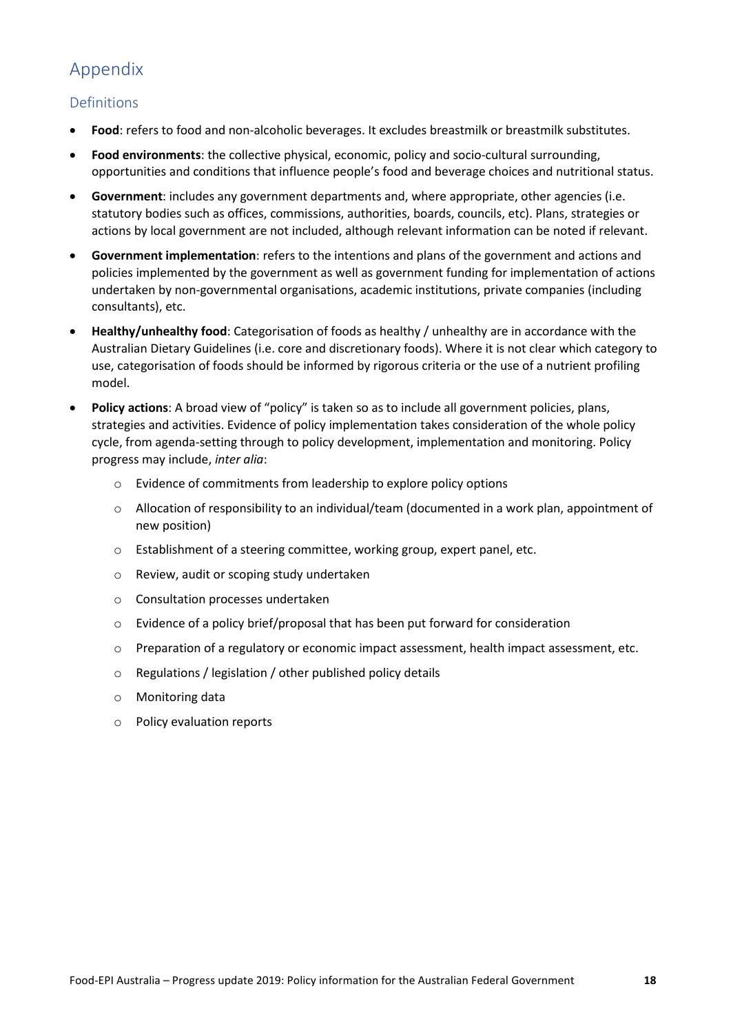# Appendix

## Definitions

- **Food**: refers to food and non-alcoholic beverages. It excludes breastmilk or breastmilk substitutes.
- **Food environments**: the collective physical, economic, policy and socio-cultural surrounding, opportunities and conditions that influence people's food and beverage choices and nutritional status.
- **Government**: includes any government departments and, where appropriate, other agencies (i.e. statutory bodies such as offices, commissions, authorities, boards, councils, etc). Plans, strategies or actions by local government are not included, although relevant information can be noted if relevant.
- **Government implementation**: refers to the intentions and plans of the government and actions and policies implemented by the government as well as government funding for implementation of actions undertaken by non-governmental organisations, academic institutions, private companies (including consultants), etc.
- **Healthy/unhealthy food**: Categorisation of foods as healthy / unhealthy are in accordance with the Australian Dietary Guidelines (i.e. core and discretionary foods). Where it is not clear which category to use, categorisation of foods should be informed by rigorous criteria or the use of a nutrient profiling model.
- **Policy actions**: A broad view of "policy" is taken so as to include all government policies, plans, strategies and activities. Evidence of policy implementation takes consideration of the whole policy cycle, from agenda-setting through to policy development, implementation and monitoring. Policy progress may include, *inter alia*:
  - Evidence of commitments from leadership to explore policy options
  - Allocation of responsibility to an individual/team (documented in a work plan, appointment of new position)
  - Establishment of a steering committee, working group, expert panel, etc.
  - Review, audit or scoping study undertaken
  - Consultation processes undertaken
  - Evidence of a policy brief/proposal that has been put forward for consideration
  - Preparation of a regulatory or economic impact assessment, health impact assessment, etc.
  - Regulations / legislation / other published policy details
  - Monitoring data
  - Policy evaluation reports